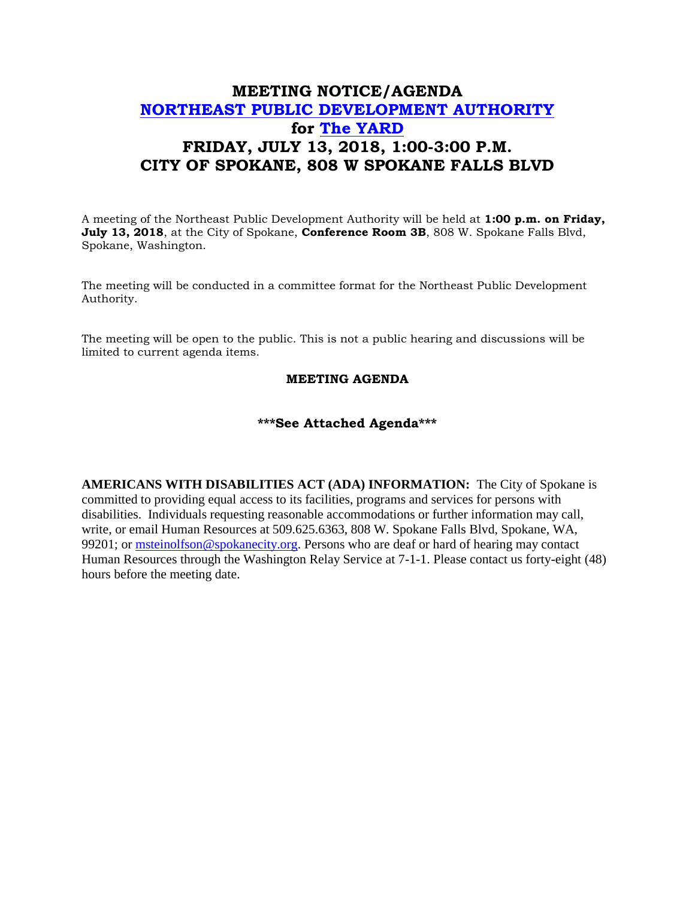# MEETING NOTICE/AGENDA
# [NORTHEAST PUBLIC DEVELOPMENT AUTHORITY]()
# for [The YARD]()
# FRIDAY, JULY 13, 2018, 1:00-3:00 P.M.
# CITY OF SPOKANE, 808 W SPOKANE FALLS BLVD

A meeting of the Northeast Public Development Authority will be held at **1:00 p.m. on Friday, July 13, 2018**, at the City of Spokane, **Conference Room 3B**, 808 W. Spokane Falls Blvd, Spokane, Washington.

The meeting will be conducted in a committee format for the Northeast Public Development Authority.

The meeting will be open to the public. This is not a public hearing and discussions will be limited to current agenda items.

**MEETING AGENDA**

**\*\*\*See Attached Agenda\*\*\***

**AMERICANS WITH DISABILITIES ACT (ADA) INFORMATION:** The City of Spokane is committed to providing equal access to its facilities, programs and services for persons with disabilities. Individuals requesting reasonable accommodations or further information may call, write, or email Human Resources at 509.625.6363, 808 W. Spokane Falls Blvd, Spokane, WA, 99201; or [msteinolfson@spokanecity.org](mailto:msteinolfson@spokanecity.org). Persons who are deaf or hard of hearing may contact Human Resources through the Washington Relay Service at 7-1-1. Please contact us forty-eight (48) hours before the meeting date.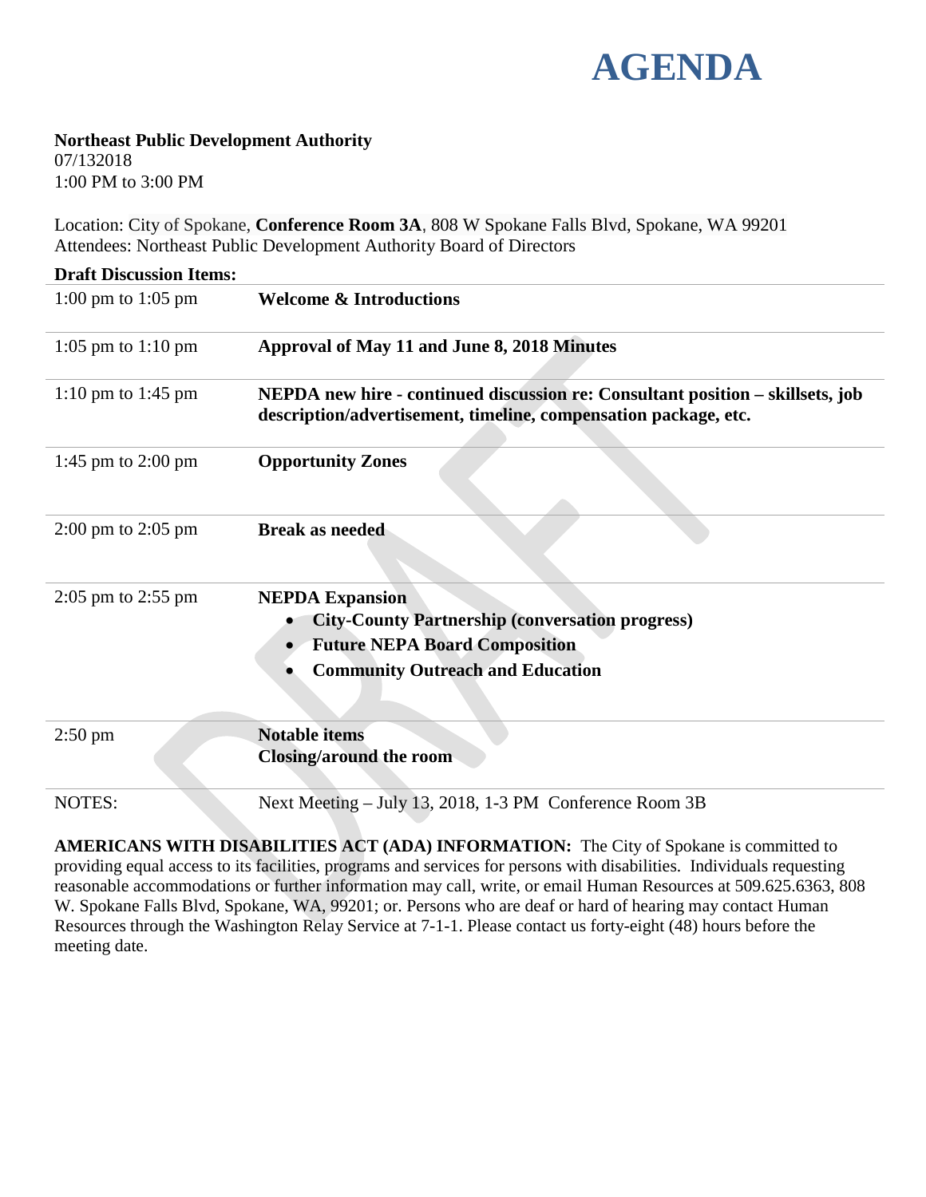# AGENDA

**Northeast Public Development Authority**
07/132018
1:00 PM to 3:00 PM

Location: City of Spokane, **Conference Room 3A**, 808 W Spokane Falls Blvd, Spokane, WA 99201
Attendees: Northeast Public Development Authority Board of Directors

**Draft Discussion Items:**

| | |
|---|---|
| 1:00 pm to 1:05 pm | **Welcome & Introductions** |
| 1:05 pm to 1:10 pm | **Approval of May 11 and June 8, 2018 Minutes** |
| 1:10 pm to 1:45 pm | **NEPDA new hire - continued discussion re: Consultant position – skillsets, job description/advertisement, timeline, compensation package, etc.** |
| 1:45 pm to 2:00 pm | **Opportunity Zones** |
| 2:00 pm to 2:05 pm | **Break as needed** |
| 2:05 pm to 2:55 pm | **NEPDA Expansion**<br>• **City-County Partnership (conversation progress)**<br>• **Future NEPA Board Composition**<br>• **Community Outreach and Education** |
| 2:50 pm | **Notable items**<br>**Closing/around the room** |
| NOTES: | Next Meeting – July 13, 2018, 1-3 PM Conference Room 3B |

**AMERICANS WITH DISABILITIES ACT (ADA) INFORMATION:** The City of Spokane is committed to providing equal access to its facilities, programs and services for persons with disabilities. Individuals requesting reasonable accommodations or further information may call, write, or email Human Resources at 509.625.6363, 808 W. Spokane Falls Blvd, Spokane, WA, 99201; or. Persons who are deaf or hard of hearing may contact Human Resources through the Washington Relay Service at 7-1-1. Please contact us forty-eight (48) hours before the meeting date.